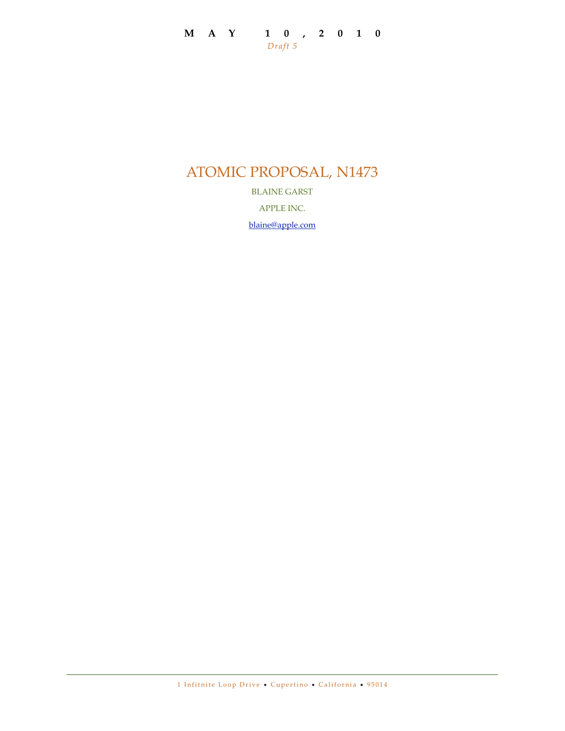**MAY 10, 2010**

*Draft 5*

# ATOMIC PROPOSAL, N1473

BLAINE GARST

APPLE INC.

[blaine@apple.com](mailto:blaine@apple.com)

1 Infitnite Loop Drive • Cupertino • California • 95014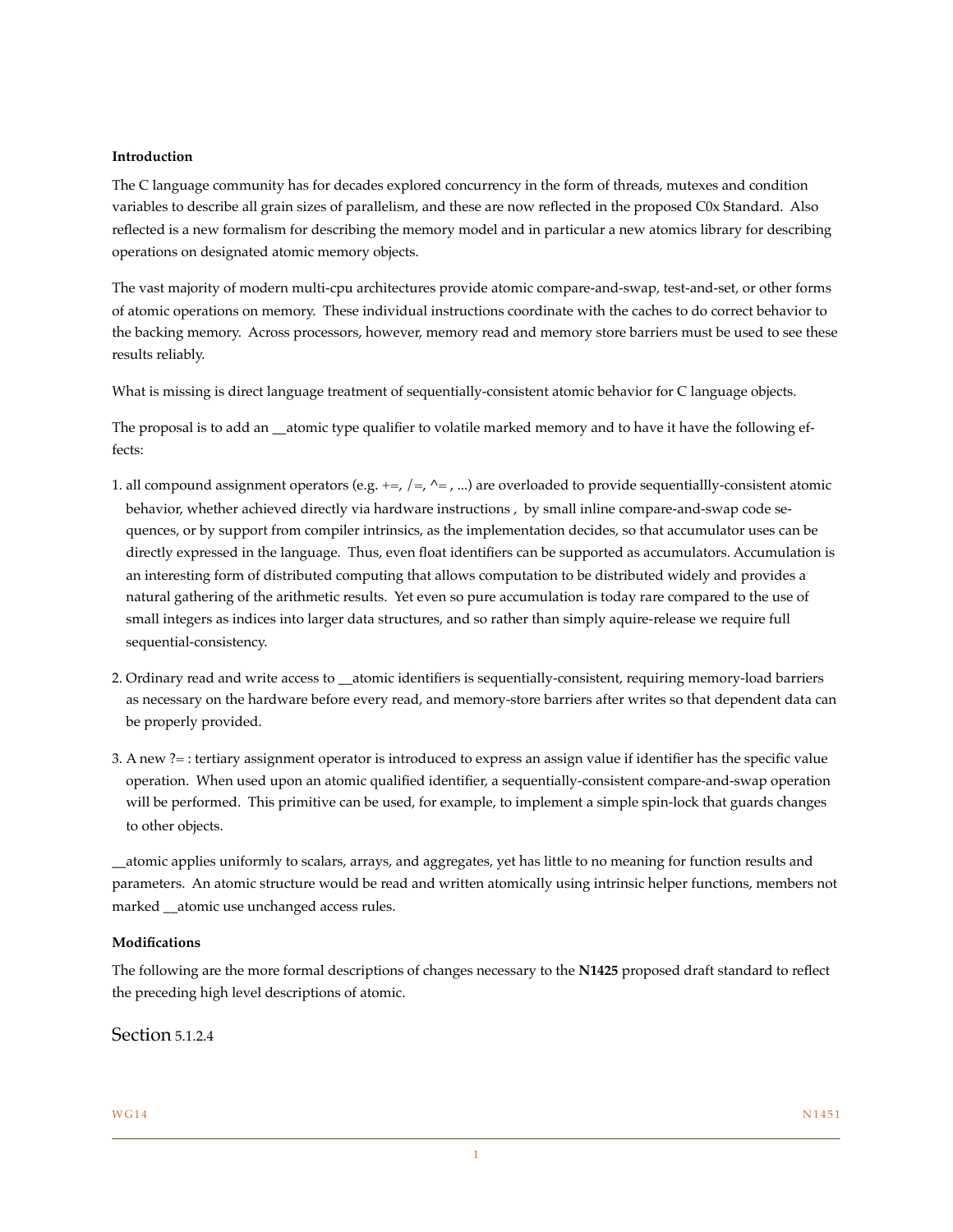**Introduction**

The C language community has for decades explored concurrency in the form of threads, mutexes and condition variables to describe all grain sizes of parallelism, and these are now reflected in the proposed C0x Standard. Also reflected is a new formalism for describing the memory model and in particular a new atomics library for describing operations on designated atomic memory objects.

The vast majority of modern multi-cpu architectures provide atomic compare-and-swap, test-and-set, or other forms of atomic operations on memory. These individual instructions coordinate with the caches to do correct behavior to the backing memory. Across processors, however, memory read and memory store barriers must be used to see these results reliably.

What is missing is direct language treatment of sequentially-consistent atomic behavior for C language objects.

The proposal is to add an __atomic type qualifier to volatile marked memory and to have it have the following effects:

1. all compound assignment operators (e.g. +=, /=, ^= , ...) are overloaded to provide sequentiallly-consistent atomic behavior, whether achieved directly via hardware instructions , by small inline compare-and-swap code sequences, or by support from compiler intrinsics, as the implementation decides, so that accumulator uses can be directly expressed in the language. Thus, even float identifiers can be supported as accumulators. Accumulation is an interesting form of distributed computing that allows computation to be distributed widely and provides a natural gathering of the arithmetic results. Yet even so pure accumulation is today rare compared to the use of small integers as indices into larger data structures, and so rather than simply aquire-release we require full sequential-consistency.

2. Ordinary read and write access to __atomic identifiers is sequentially-consistent, requiring memory-load barriers as necessary on the hardware before every read, and memory-store barriers after writes so that dependent data can be properly provided.

3. A new ?= : tertiary assignment operator is introduced to express an assign value if identifier has the specific value operation. When used upon an atomic qualified identifier, a sequentially-consistent compare-and-swap operation will be performed. This primitive can be used, for example, to implement a simple spin-lock that guards changes to other objects.

__atomic applies uniformly to scalars, arrays, and aggregates, yet has little to no meaning for function results and parameters. An atomic structure would be read and written atomically using intrinsic helper functions, members not marked __atomic use unchanged access rules.

**Modifications**

The following are the more formal descriptions of changes necessary to the **N1425** proposed draft standard to reflect the preceding high level descriptions of atomic.

## Section 5.1.2.4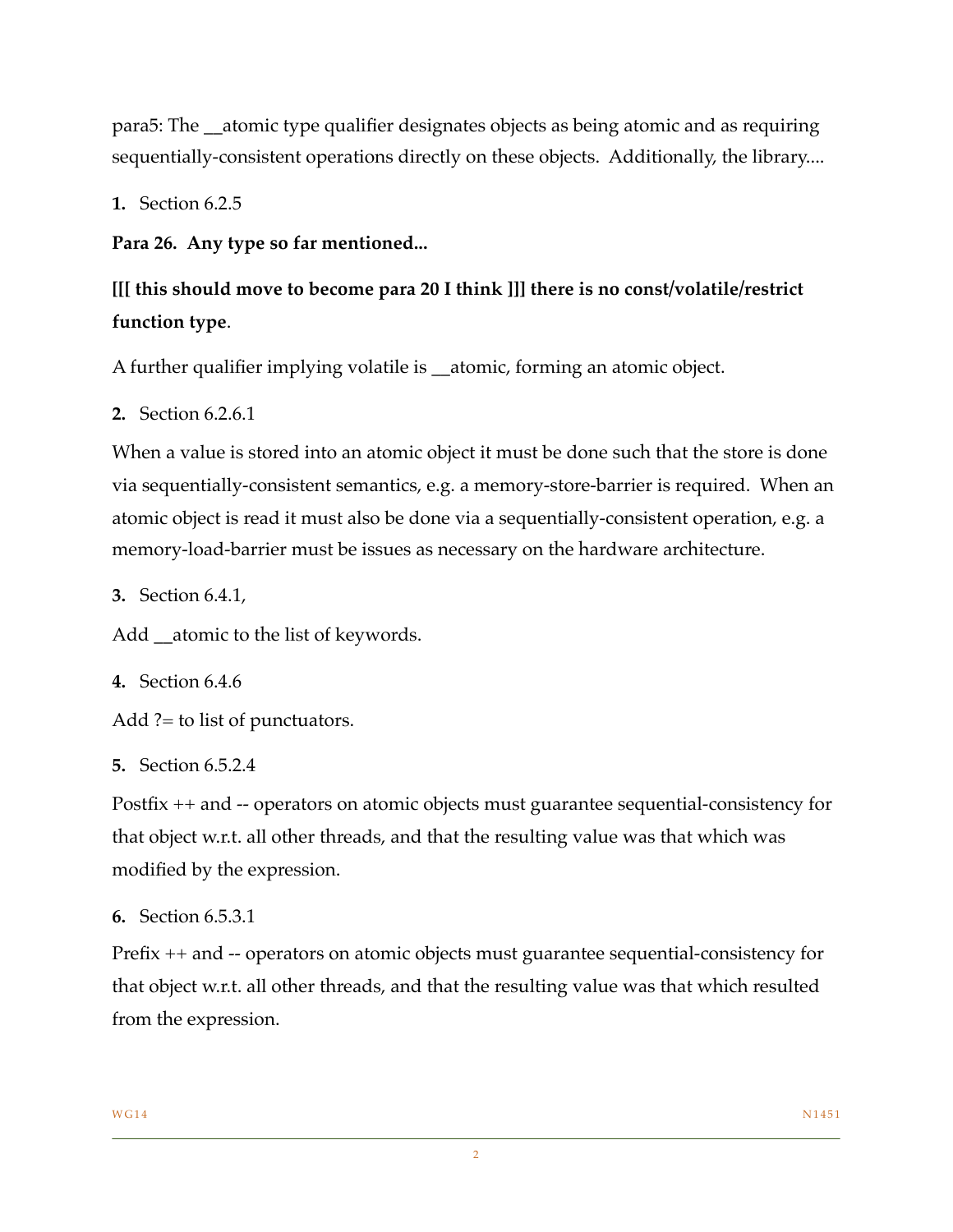para5: The __atomic type qualifier designates objects as being atomic and as requiring sequentially-consistent operations directly on these objects.  Additionally, the library....

**1.** Section 6.2.5

**Para 26.  Any type so far mentioned...**

**[[[ this should move to become para 20 I think ]]] there is no const/volatile/restrict function type**.

A further qualifier implying volatile is __atomic, forming an atomic object.

**2.** Section 6.2.6.1

When a value is stored into an atomic object it must be done such that the store is done via sequentially-consistent semantics, e.g. a memory-store-barrier is required.  When an atomic object is read it must also be done via a sequentially-consistent operation, e.g. a memory-load-barrier must be issues as necessary on the hardware architecture.

**3.** Section 6.4.1,

Add __atomic to the list of keywords.

**4.** Section 6.4.6

Add ?= to list of punctuators.

**5.** Section 6.5.2.4

Postfix ++ and -- operators on atomic objects must guarantee sequential-consistency for that object w.r.t. all other threads, and that the resulting value was that which was modified by the expression.

**6.** Section 6.5.3.1

Prefix ++ and -- operators on atomic objects must guarantee sequential-consistency for that object w.r.t. all other threads, and that the resulting value was that which resulted from the expression.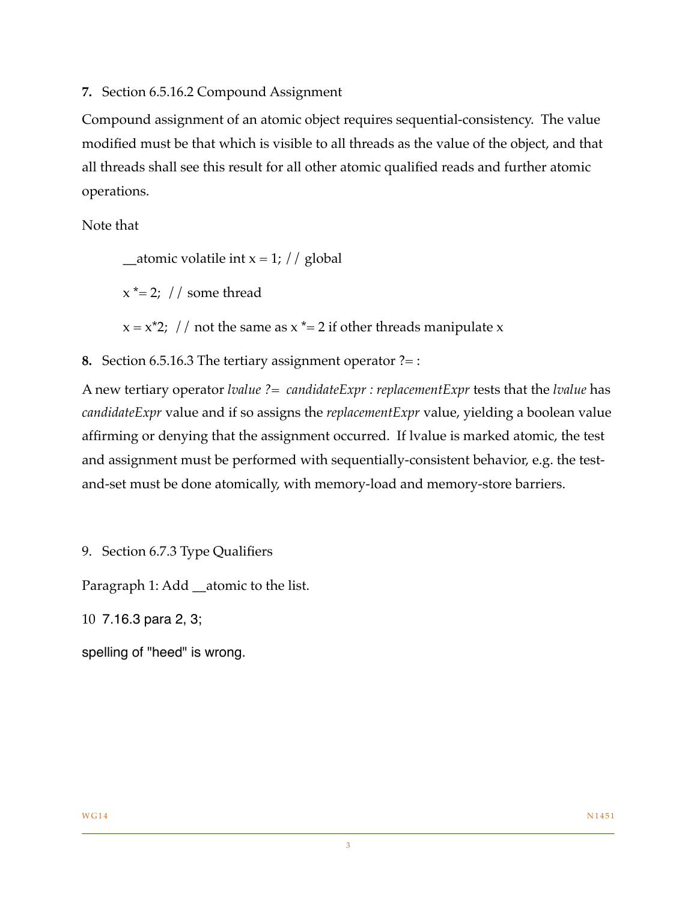**7.** Section 6.5.16.2 Compound Assignment

Compound assignment of an atomic object requires sequential-consistency. The value modified must be that which is visible to all threads as the value of the object, and that all threads shall see this result for all other atomic qualified reads and further atomic operations.

Note that

```
__atomic volatile int x = 1; // global

x *= 2;  // some thread

x = x*2;  // not the same as x *= 2 if other threads manipulate x
```

**8.** Section 6.5.16.3 The tertiary assignment operator ?= :

A new tertiary operator *lvalue ?= candidateExpr : replacementExpr* tests that the *lvalue* has *candidateExpr* value and if so assigns the *replacementExpr* value, yielding a boolean value affirming or denying that the assignment occurred. If lvalue is marked atomic, the test and assignment must be performed with sequentially-consistent behavior, e.g. the test-and-set must be done atomically, with memory-load and memory-store barriers.

9. Section 6.7.3 Type Qualifiers

Paragraph 1: Add __atomic to the list.

10 7.16.3 para 2, 3;

spelling of "heed" is wrong.